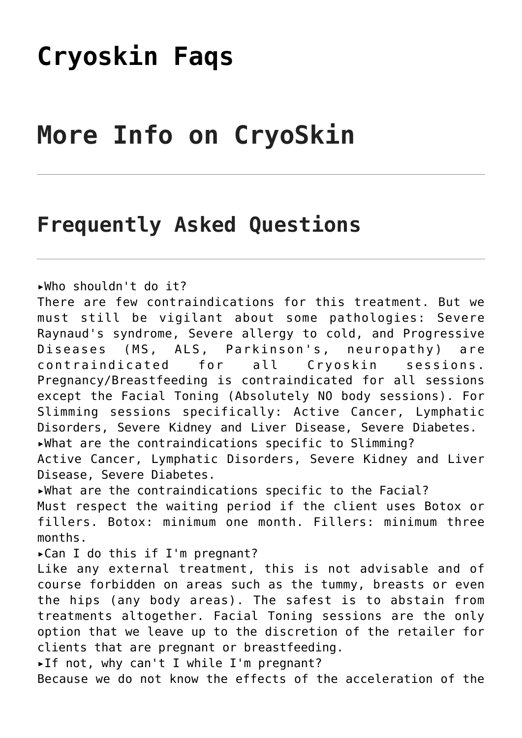# Cryoskin Faqs

# More Info on CryoSkin

---

## Frequently Asked Questions

---

▸Who shouldn't do it?
There are few contraindications for this treatment. But we must still be vigilant about some pathologies: Severe Raynaud's syndrome, Severe allergy to cold, and Progressive Diseases (MS, ALS, Parkinson's, neuropathy) are contraindicated for all Cryoskin sessions. Pregnancy/Breastfeeding is contraindicated for all sessions except the Facial Toning (Absolutely NO body sessions). For Slimming sessions specifically: Active Cancer, Lymphatic Disorders, Severe Kidney and Liver Disease, Severe Diabetes.
▸What are the contraindications specific to Slimming?
Active Cancer, Lymphatic Disorders, Severe Kidney and Liver Disease, Severe Diabetes.
▸What are the contraindications specific to the Facial?
Must respect the waiting period if the client uses Botox or fillers. Botox: minimum one month. Fillers: minimum three months.
▸Can I do this if I'm pregnant?
Like any external treatment, this is not advisable and of course forbidden on areas such as the tummy, breasts or even the hips (any body areas). The safest is to abstain from treatments altogether. Facial Toning sessions are the only option that we leave up to the discretion of the retailer for clients that are pregnant or breastfeeding.
▸If not, why can't I while I'm pregnant?
Because we do not know the effects of the acceleration of the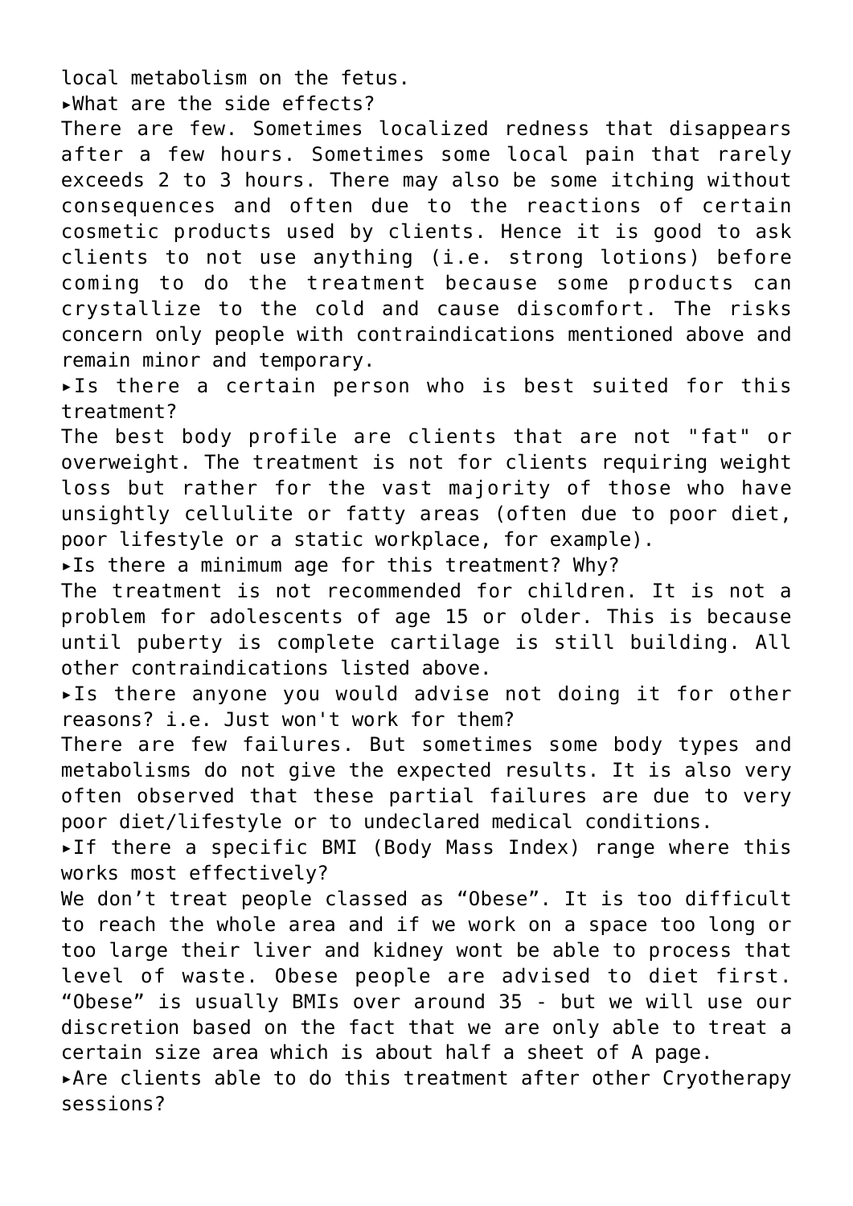local metabolism on the fetus.

▸What are the side effects?

There are few. Sometimes localized redness that disappears after a few hours. Sometimes some local pain that rarely exceeds 2 to 3 hours. There may also be some itching without consequences and often due to the reactions of certain cosmetic products used by clients. Hence it is good to ask clients to not use anything (i.e. strong lotions) before coming to do the treatment because some products can crystallize to the cold and cause discomfort. The risks concern only people with contraindications mentioned above and remain minor and temporary.

▸Is there a certain person who is best suited for this treatment?

The best body profile are clients that are not "fat" or overweight. The treatment is not for clients requiring weight loss but rather for the vast majority of those who have unsightly cellulite or fatty areas (often due to poor diet, poor lifestyle or a static workplace, for example).

▸Is there a minimum age for this treatment? Why?

The treatment is not recommended for children. It is not a problem for adolescents of age 15 or older. This is because until puberty is complete cartilage is still building. All other contraindications listed above.

▸Is there anyone you would advise not doing it for other reasons? i.e. Just won't work for them?

There are few failures. But sometimes some body types and metabolisms do not give the expected results. It is also very often observed that these partial failures are due to very poor diet/lifestyle or to undeclared medical conditions.

▸If there a specific BMI (Body Mass Index) range where this works most effectively?

We don't treat people classed as "Obese". It is too difficult to reach the whole area and if we work on a space too long or too large their liver and kidney wont be able to process that level of waste. Obese people are advised to diet first. "Obese" is usually BMIs over around 35 - but we will use our discretion based on the fact that we are only able to treat a certain size area which is about half a sheet of A page.

▸Are clients able to do this treatment after other Cryotherapy sessions?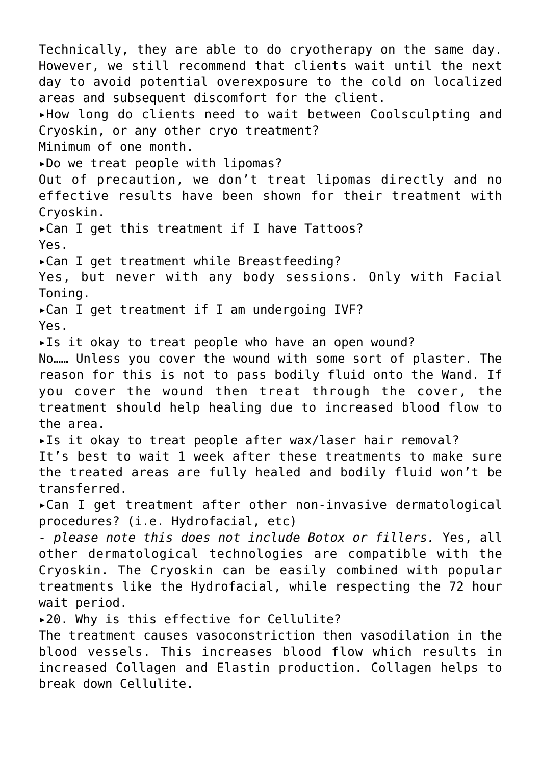Technically, they are able to do cryotherapy on the same day. However, we still recommend that clients wait until the next day to avoid potential overexposure to the cold on localized areas and subsequent discomfort for the client.

▸How long do clients need to wait between Coolsculpting and Cryoskin, or any other cryo treatment?

Minimum of one month.

▸Do we treat people with lipomas?

Out of precaution, we don't treat lipomas directly and no effective results have been shown for their treatment with Cryoskin.

▸Can I get this treatment if I have Tattoos?

Yes.

▸Can I get treatment while Breastfeeding?

Yes, but never with any body sessions. Only with Facial Toning.

▸Can I get treatment if I am undergoing IVF?

Yes.

▸Is it okay to treat people who have an open wound?

No…… Unless you cover the wound with some sort of plaster. The reason for this is not to pass bodily fluid onto the Wand. If you cover the wound then treat through the cover, the treatment should help healing due to increased blood flow to the area.

▸Is it okay to treat people after wax/laser hair removal?

It's best to wait 1 week after these treatments to make sure the treated areas are fully healed and bodily fluid won't be transferred.

▸Can I get treatment after other non-invasive dermatological procedures? (i.e. Hydrofacial, etc)

*- please note this does not include Botox or fillers.* Yes, all other dermatological technologies are compatible with the Cryoskin. The Cryoskin can be easily combined with popular treatments like the Hydrofacial, while respecting the 72 hour wait period.

▸20. Why is this effective for Cellulite?

The treatment causes vasoconstriction then vasodilation in the blood vessels. This increases blood flow which results in increased Collagen and Elastin production. Collagen helps to break down Cellulite.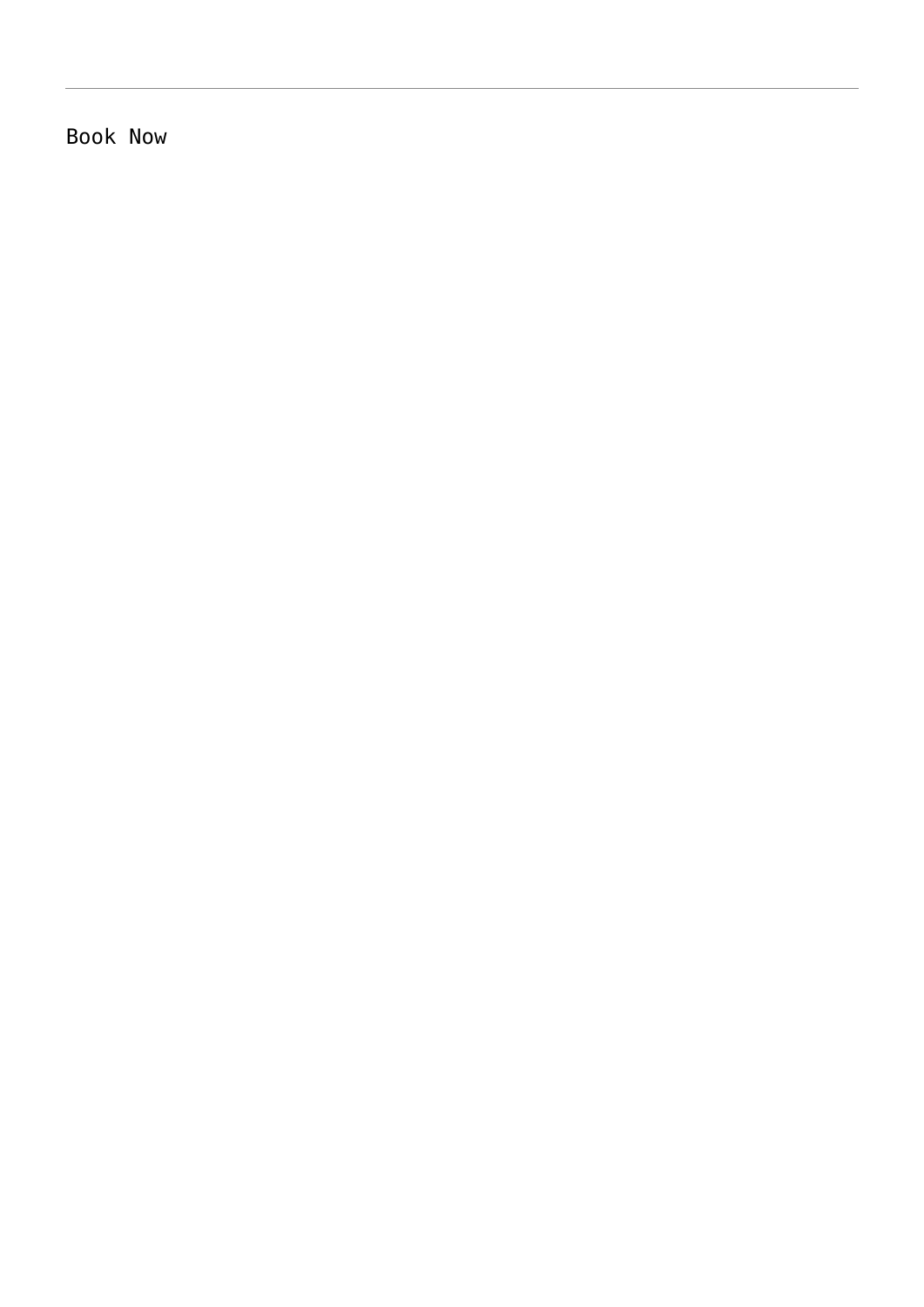---

Book Now